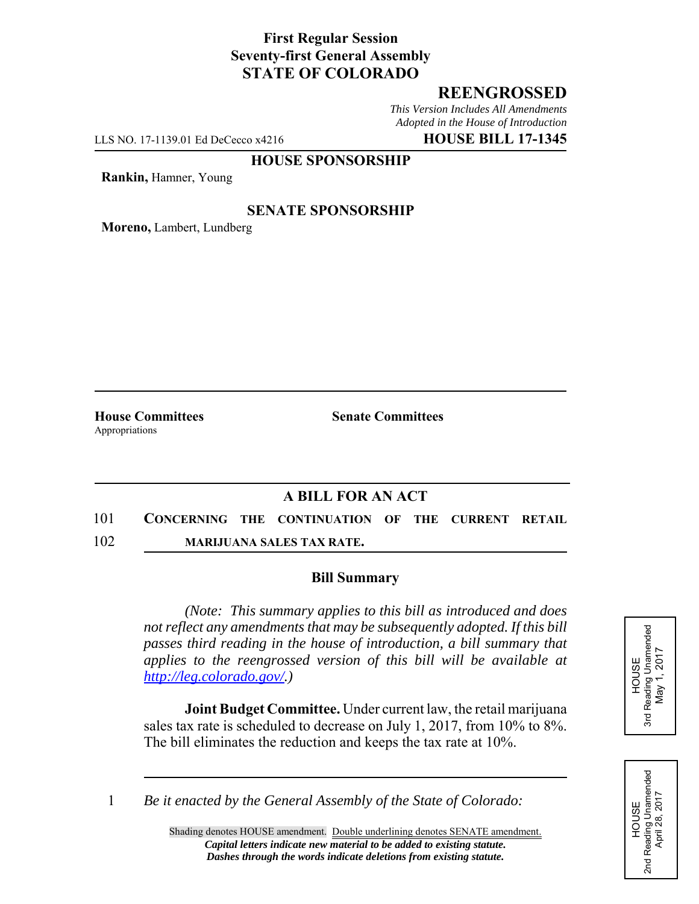**First Regular Session**
**Seventy-first General Assembly**
**STATE OF COLORADO**

## REENGROSSED

*This Version Includes All Amendments Adopted in the House of Introduction*

LLS NO. 17-1139.01 Ed DeCecco x4216 **HOUSE BILL 17-1345**

**HOUSE SPONSORSHIP**

**Rankin,** Hamner, Young

**SENATE SPONSORSHIP**

**Moreno,** Lambert, Lundberg

**House Committees**
Appropriations

**Senate Committees**

HOUSE
3rd Reading Unamended
May 1, 2017

HOUSE
2nd Reading Unamended
April 28, 2017

### A BILL FOR AN ACT

101 **CONCERNING THE CONTINUATION OF THE CURRENT RETAIL**
102 **MARIJUANA SALES TAX RATE.**

### Bill Summary

*(Note: This summary applies to this bill as introduced and does not reflect any amendments that may be subsequently adopted. If this bill passes third reading in the house of introduction, a bill summary that applies to the reengrossed version of this bill will be available at http://leg.colorado.gov/.)*

**Joint Budget Committee.** Under current law, the retail marijuana sales tax rate is scheduled to decrease on July 1, 2017, from 10% to 8%. The bill eliminates the reduction and keeps the tax rate at 10%.

1 *Be it enacted by the General Assembly of the State of Colorado:*

Shading denotes HOUSE amendment. Double underlining denotes SENATE amendment.
***Capital letters indicate new material to be added to existing statute.***
***Dashes through the words indicate deletions from existing statute.***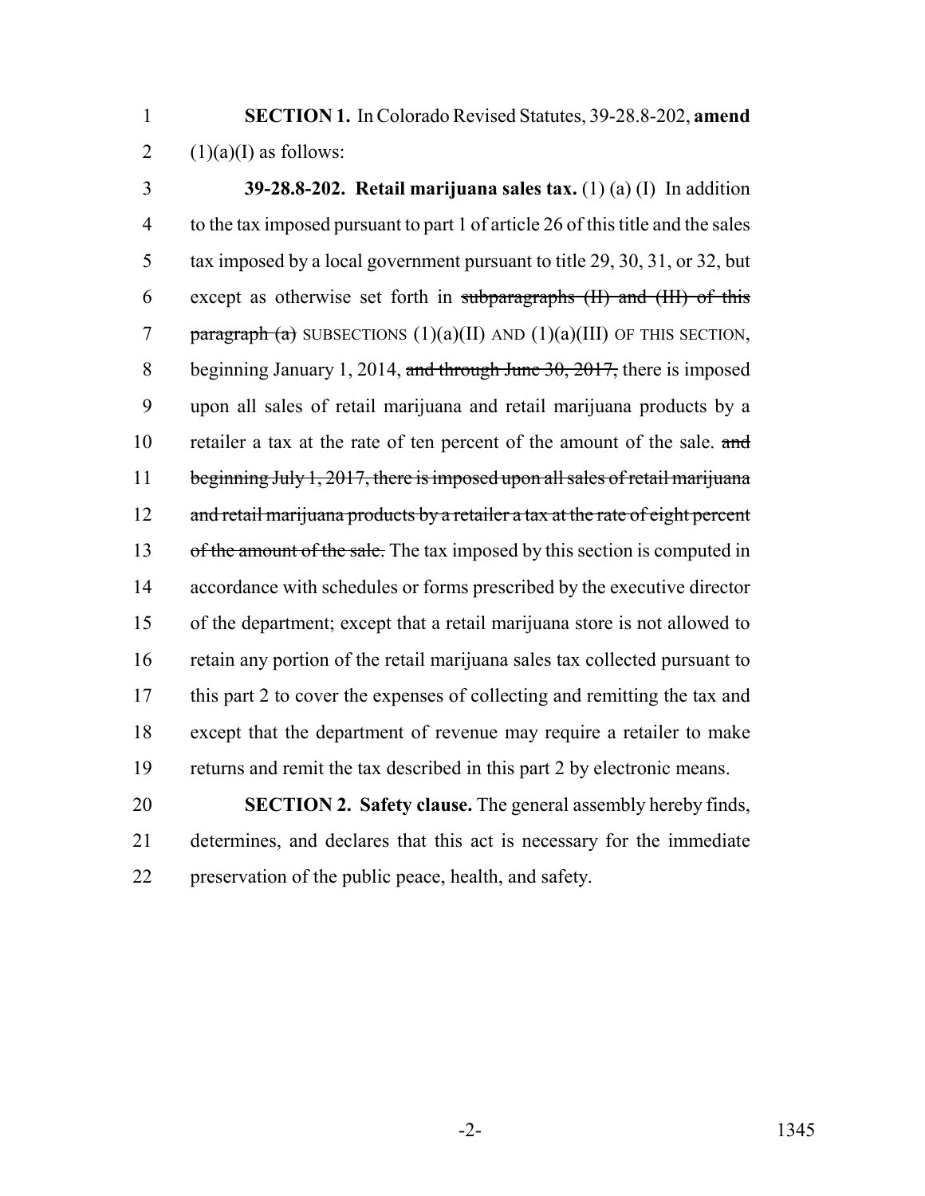**SECTION 1.** In Colorado Revised Statutes, 39-28.8-202, **amend** (1)(a)(I) as follows:

**39-28.8-202. Retail marijuana sales tax.** (1) (a) (I) In addition to the tax imposed pursuant to part 1 of article 26 of this title and the sales tax imposed by a local government pursuant to title 29, 30, 31, or 32, but except as otherwise set forth in ~~subparagraphs (II) and (III) of this paragraph (a)~~ SUBSECTIONS (1)(a)(II) AND (1)(a)(III) OF THIS SECTION, beginning January 1, 2014, ~~and through June 30, 2017,~~ there is imposed upon all sales of retail marijuana and retail marijuana products by a retailer a tax at the rate of ten percent of the amount of the sale. ~~and beginning July 1, 2017, there is imposed upon all sales of retail marijuana and retail marijuana products by a retailer a tax at the rate of eight percent of the amount of the sale.~~ The tax imposed by this section is computed in accordance with schedules or forms prescribed by the executive director of the department; except that a retail marijuana store is not allowed to retain any portion of the retail marijuana sales tax collected pursuant to this part 2 to cover the expenses of collecting and remitting the tax and except that the department of revenue may require a retailer to make returns and remit the tax described in this part 2 by electronic means.

**SECTION 2. Safety clause.** The general assembly hereby finds, determines, and declares that this act is necessary for the immediate preservation of the public peace, health, and safety.